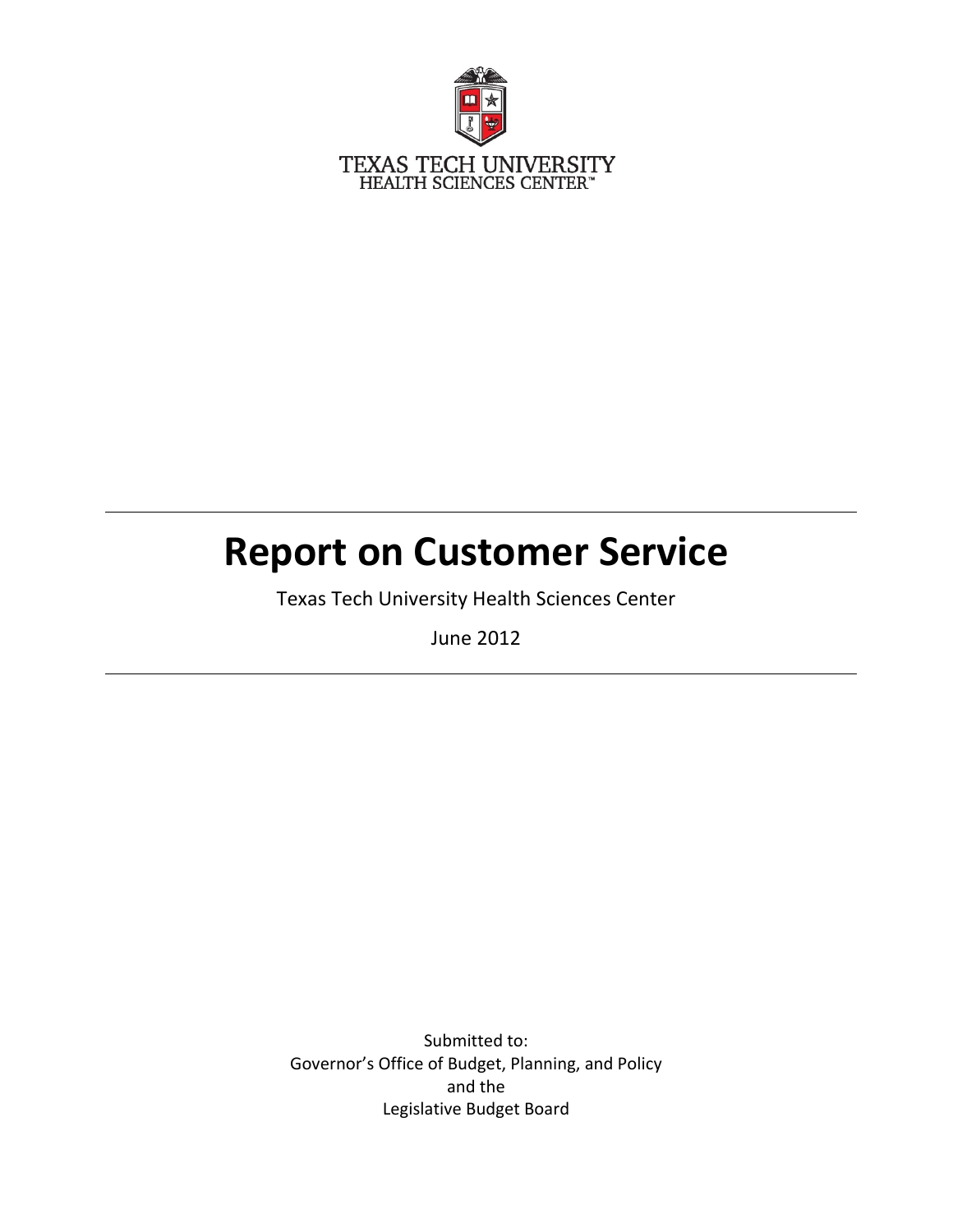TEXAS TECH UNIVERSITY
HEALTH SCIENCES CENTER™

# Report on Customer Service

Texas Tech University Health Sciences Center

June 2012

Submitted to:
Governor's Office of Budget, Planning, and Policy
and the
Legislative Budget Board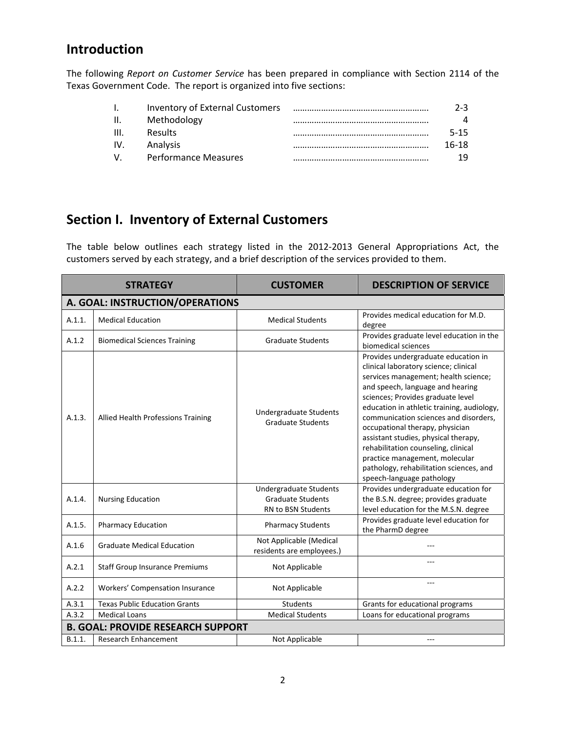## Introduction

The following *Report on Customer Service* has been prepared in compliance with Section 2114 of the Texas Government Code. The report is organized into five sections:

| | | |
|---|---|---|
| I. | Inventory of External Customers | 2-3 |
| II. | Methodology | 4 |
| III. | Results | 5-15 |
| IV. | Analysis | 16-18 |
| V. | Performance Measures | 19 |

## Section I. Inventory of External Customers

The table below outlines each strategy listed in the 2012-2013 General Appropriations Act, the customers served by each strategy, and a brief description of the services provided to them.

| STRATEGY | | CUSTOMER | DESCRIPTION OF SERVICE |
|---|---|---|---|
| **A. GOAL: INSTRUCTION/OPERATIONS** | | | |
| A.1.1. | Medical Education | Medical Students | Provides medical education for M.D. degree |
| A.1.2 | Biomedical Sciences Training | Graduate Students | Provides graduate level education in the biomedical sciences |
| A.1.3. | Allied Health Professions Training | Undergraduate Students<br>Graduate Students | Provides undergraduate education in clinical laboratory science; clinical services management; health science; and speech, language and hearing sciences; Provides graduate level education in athletic training, audiology, communication sciences and disorders, occupational therapy, physician assistant studies, physical therapy, rehabilitation counseling, clinical practice management, molecular pathology, rehabilitation sciences, and speech-language pathology |
| A.1.4. | Nursing Education | Undergraduate Students<br>Graduate Students<br>RN to BSN Students | Provides undergraduate education for the B.S.N. degree; provides graduate level education for the M.S.N. degree |
| A.1.5. | Pharmacy Education | Pharmacy Students | Provides graduate level education for the PharmD degree |
| A.1.6 | Graduate Medical Education | Not Applicable (Medical residents are employees.) | --- |
| A.2.1 | Staff Group Insurance Premiums | Not Applicable | --- |
| A.2.2 | Workers' Compensation Insurance | Not Applicable | --- |
| A.3.1 | Texas Public Education Grants | Students | Grants for educational programs |
| A.3.2 | Medical Loans | Medical Students | Loans for educational programs |
| **B. GOAL: PROVIDE RESEARCH SUPPORT** | | | |
| B.1.1. | Research Enhancement | Not Applicable | --- |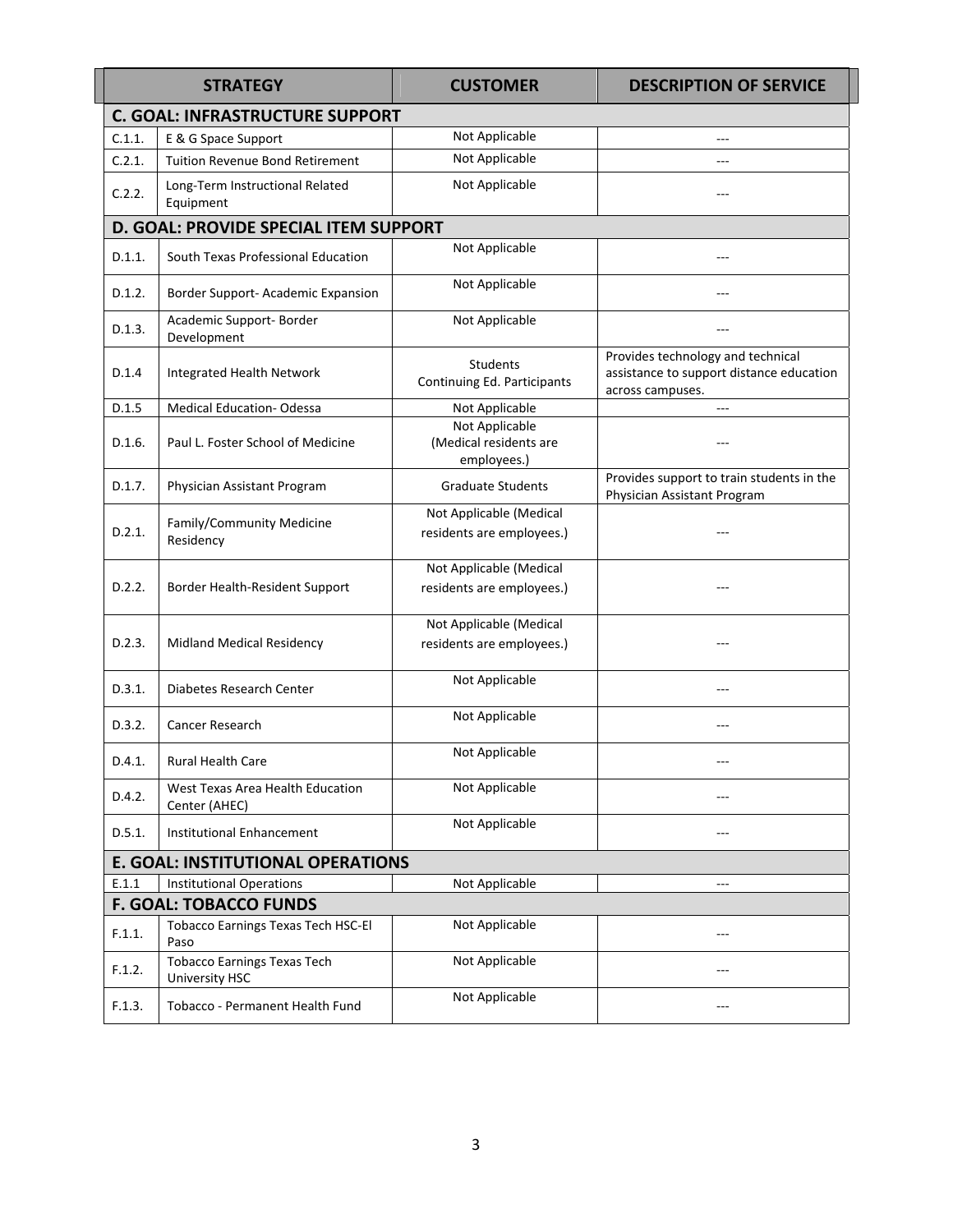| STRATEGY | | CUSTOMER | DESCRIPTION OF SERVICE |
|---|---|---|---|
| **C. GOAL: INFRASTRUCTURE SUPPORT** | | | |
| C.1.1. | E & G Space Support | Not Applicable | --- |
| C.2.1. | Tuition Revenue Bond Retirement | Not Applicable | --- |
| C.2.2. | Long-Term Instructional Related Equipment | Not Applicable | --- |
| **D. GOAL: PROVIDE SPECIAL ITEM SUPPORT** | | | |
| D.1.1. | South Texas Professional Education | Not Applicable | --- |
| D.1.2. | Border Support- Academic Expansion | Not Applicable | --- |
| D.1.3. | Academic Support- Border Development | Not Applicable | --- |
| D.1.4 | Integrated Health Network | Students Continuing Ed. Participants | Provides technology and technical assistance to support distance education across campuses. |
| D.1.5 | Medical Education- Odessa | Not Applicable | --- |
| D.1.6. | Paul L. Foster School of Medicine | Not Applicable (Medical residents are employees.) | --- |
| D.1.7. | Physician Assistant Program | Graduate Students | Provides support to train students in the Physician Assistant Program |
| D.2.1. | Family/Community Medicine Residency | Not Applicable (Medical residents are employees.) | --- |
| D.2.2. | Border Health-Resident Support | Not Applicable (Medical residents are employees.) | --- |
| D.2.3. | Midland Medical Residency | Not Applicable (Medical residents are employees.) | --- |
| D.3.1. | Diabetes Research Center | Not Applicable | --- |
| D.3.2. | Cancer Research | Not Applicable | --- |
| D.4.1. | Rural Health Care | Not Applicable | --- |
| D.4.2. | West Texas Area Health Education Center (AHEC) | Not Applicable | --- |
| D.5.1. | Institutional Enhancement | Not Applicable | --- |
| **E. GOAL: INSTITUTIONAL OPERATIONS** | | | |
| E.1.1 | Institutional Operations | Not Applicable | --- |
| **F. GOAL: TOBACCO FUNDS** | | | |
| F.1.1. | Tobacco Earnings Texas Tech HSC-El Paso | Not Applicable | --- |
| F.1.2. | Tobacco Earnings Texas Tech University HSC | Not Applicable | --- |
| F.1.3. | Tobacco - Permanent Health Fund | Not Applicable | --- |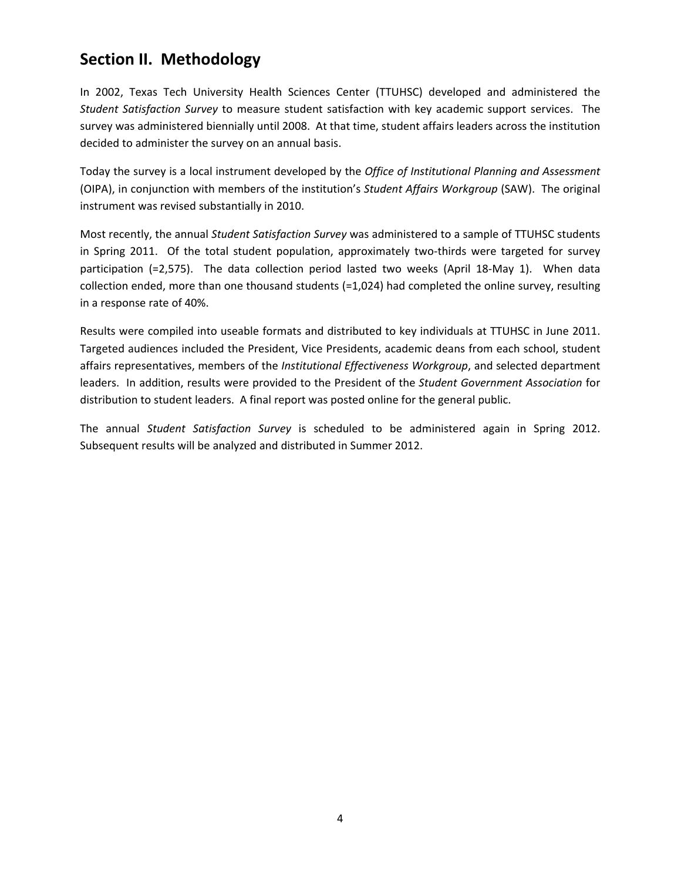## Section II. Methodology

In 2002, Texas Tech University Health Sciences Center (TTUHSC) developed and administered the *Student Satisfaction Survey* to measure student satisfaction with key academic support services. The survey was administered biennially until 2008. At that time, student affairs leaders across the institution decided to administer the survey on an annual basis.

Today the survey is a local instrument developed by the *Office of Institutional Planning and Assessment* (OIPA), in conjunction with members of the institution's *Student Affairs Workgroup* (SAW). The original instrument was revised substantially in 2010.

Most recently, the annual *Student Satisfaction Survey* was administered to a sample of TTUHSC students in Spring 2011. Of the total student population, approximately two-thirds were targeted for survey participation (=2,575). The data collection period lasted two weeks (April 18-May 1). When data collection ended, more than one thousand students (=1,024) had completed the online survey, resulting in a response rate of 40%.

Results were compiled into useable formats and distributed to key individuals at TTUHSC in June 2011. Targeted audiences included the President, Vice Presidents, academic deans from each school, student affairs representatives, members of the *Institutional Effectiveness Workgroup*, and selected department leaders. In addition, results were provided to the President of the *Student Government Association* for distribution to student leaders. A final report was posted online for the general public.

The annual *Student Satisfaction Survey* is scheduled to be administered again in Spring 2012. Subsequent results will be analyzed and distributed in Summer 2012.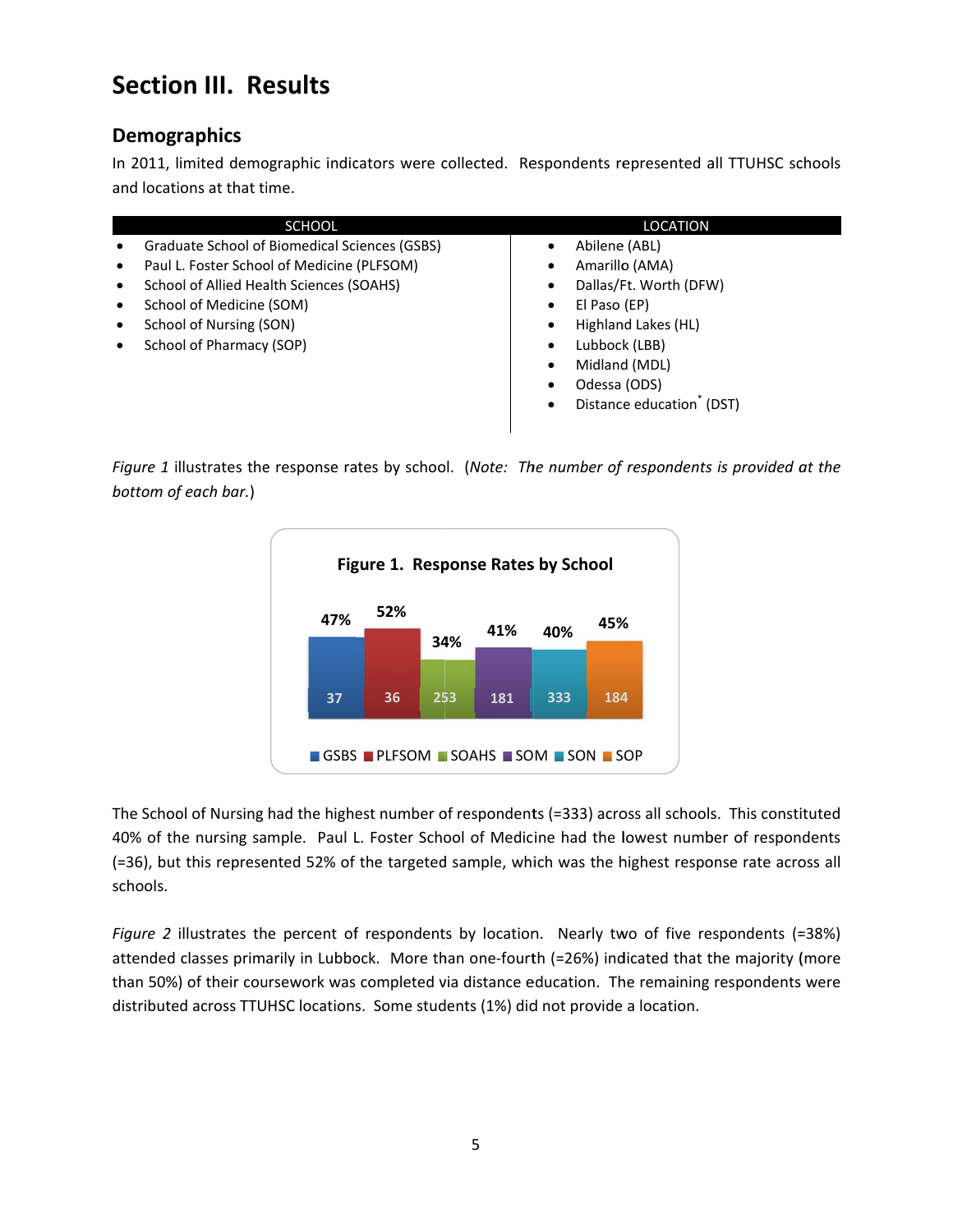# Section III. Results

## Demographics

In 2011, limited demographic indicators were collected. Respondents represented all TTUHSC schools and locations at that time.

| SCHOOL | LOCATION |
|---|---|
| • Graduate School of Biomedical Sciences (GSBS) | • Abilene (ABL) |
| • Paul L. Foster School of Medicine (PLFSOM) | • Amarillo (AMA) |
| • School of Allied Health Sciences (SOAHS) | • Dallas/Ft. Worth (DFW) |
| • School of Medicine (SOM) | • El Paso (EP) |
| • School of Nursing (SON) | • Highland Lakes (HL) |
| • School of Pharmacy (SOP) | • Lubbock (LBB) |
| | • Midland (MDL) |
| | • Odessa (ODS) |
| | • Distance education* (DST) |

*Figure 1* illustrates the response rates by school. (*Note: The number of respondents is provided at the bottom of each bar.*)

**Figure 1. Response Rates by School**

| School | Response Rate | Number of Respondents |
|---|---|---|
| GSBS | 47% | 37 |
| PLFSOM | 52% | 36 |
| SOAHS | 34% | 253 |
| SOM | 41% | 181 |
| SON | 40% | 333 |
| SOP | 45% | 184 |

The School of Nursing had the highest number of respondents (=333) across all schools. This constituted 40% of the nursing sample. Paul L. Foster School of Medicine had the lowest number of respondents (=36), but this represented 52% of the targeted sample, which was the highest response rate across all schools.

*Figure 2* illustrates the percent of respondents by location. Nearly two of five respondents (=38%) attended classes primarily in Lubbock. More than one-fourth (=26%) indicated that the majority (more than 50%) of their coursework was completed via distance education. The remaining respondents were distributed across TTUHSC locations. Some students (1%) did not provide a location.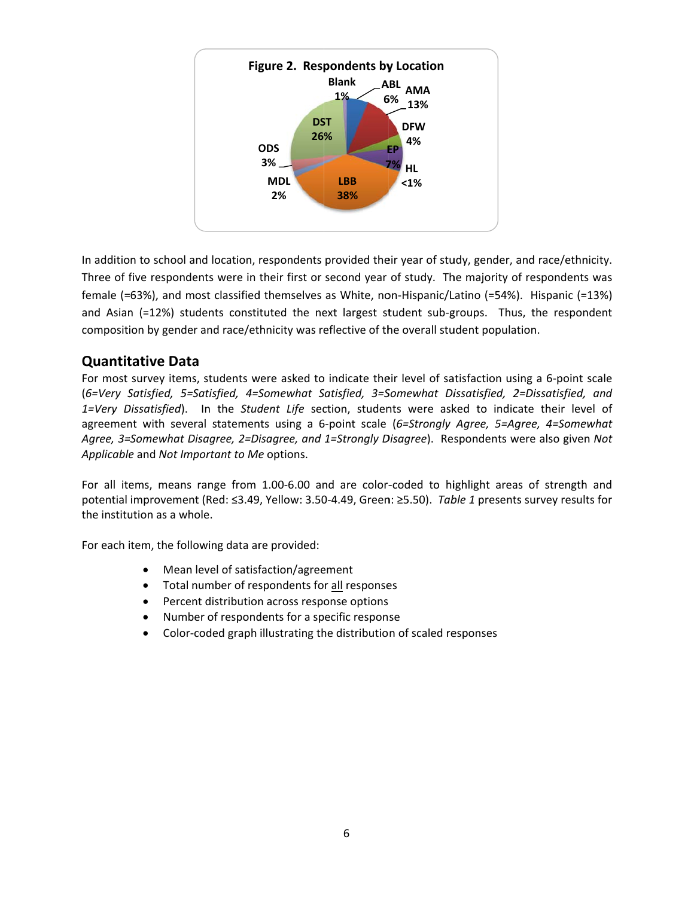**Figure 2. Respondents by Location**

| Location | Percent |
|---|---|
| Blank | 1% |
| ABL | 6% |
| AMA | 13% |
| DFW | 4% |
| EP | 7% |
| HL | <1% |
| LBB | 38% |
| MDL | 2% |
| ODS | 3% |
| DST | 26% |

In addition to school and location, respondents provided their year of study, gender, and race/ethnicity. Three of five respondents were in their first or second year of study. The majority of respondents was female (=63%), and most classified themselves as White, non-Hispanic/Latino (=54%). Hispanic (=13%) and Asian (=12%) students constituted the next largest student sub-groups. Thus, the respondent composition by gender and race/ethnicity was reflective of the overall student population.

## Quantitative Data

For most survey items, students were asked to indicate their level of satisfaction using a 6-point scale (*6=Very Satisfied, 5=Satisfied, 4=Somewhat Satisfied, 3=Somewhat Dissatisfied, 2=Dissatisfied, and 1=Very Dissatisfied*). In the *Student Life* section, students were asked to indicate their level of agreement with several statements using a 6-point scale (*6=Strongly Agree, 5=Agree, 4=Somewhat Agree, 3=Somewhat Disagree, 2=Disagree, and 1=Strongly Disagree*). Respondents were also given *Not Applicable* and *Not Important to Me* options.

For all items, means range from 1.00-6.00 and are color-coded to highlight areas of strength and potential improvement (Red: ≤3.49, Yellow: 3.50-4.49, Green: ≥5.50). *Table 1* presents survey results for the institution as a whole.

For each item, the following data are provided:

- Mean level of satisfaction/agreement
- Total number of respondents for all responses
- Percent distribution across response options
- Number of respondents for a specific response
- Color-coded graph illustrating the distribution of scaled responses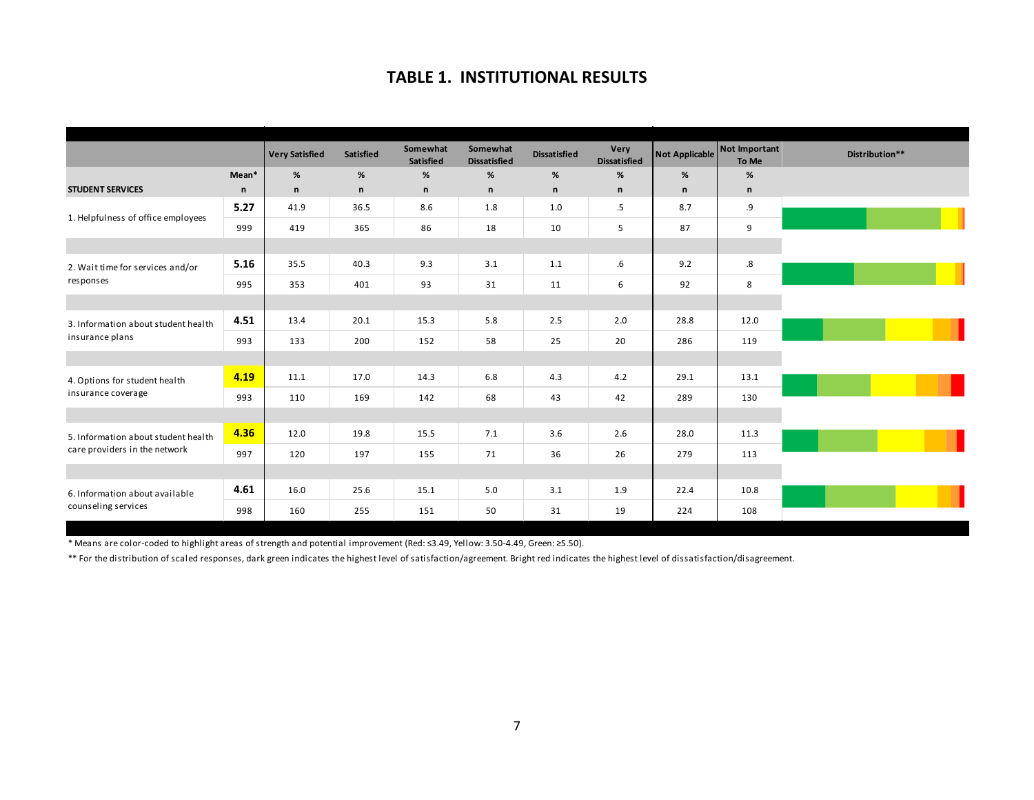## TABLE 1. INSTITUTIONAL RESULTS

| STUDENT SERVICES | Mean* / n | Very Satisfied % / n | Satisfied % / n | Somewhat Satisfied % / n | Somewhat Dissatisfied % / n | Dissatisfied % / n | Very Dissatisfied % / n | Not Applicable % / n | Not Important To Me % / n | Distribution** |
|---|---|---|---|---|---|---|---|---|---|---|
| 1. Helpfulness of office employees | **5.27** | 41.9 | 36.5 | 8.6 | 1.8 | 1.0 | .5 | 8.7 | .9 | |
| | 999 | 419 | 365 | 86 | 18 | 10 | 5 | 87 | 9 | |
| 2. Wait time for services and/or responses | **5.16** | 35.5 | 40.3 | 9.3 | 3.1 | 1.1 | .6 | 9.2 | .8 | |
| | 995 | 353 | 401 | 93 | 31 | 11 | 6 | 92 | 8 | |
| 3. Information about student health insurance plans | **4.51** | 13.4 | 20.1 | 15.3 | 5.8 | 2.5 | 2.0 | 28.8 | 12.0 | |
| | 993 | 133 | 200 | 152 | 58 | 25 | 20 | 286 | 119 | |
| 4. Options for student health insurance coverage | **4.19** | 11.1 | 17.0 | 14.3 | 6.8 | 4.3 | 4.2 | 29.1 | 13.1 | |
| | 993 | 110 | 169 | 142 | 68 | 43 | 42 | 289 | 130 | |
| 5. Information about student health care providers in the network | **4.36** | 12.0 | 19.8 | 15.5 | 7.1 | 3.6 | 2.6 | 28.0 | 11.3 | |
| | 997 | 120 | 197 | 155 | 71 | 36 | 26 | 279 | 113 | |
| 6. Information about available counseling services | **4.61** | 16.0 | 25.6 | 15.1 | 5.0 | 3.1 | 1.9 | 22.4 | 10.8 | |
| | 998 | 160 | 255 | 151 | 50 | 31 | 19 | 224 | 108 | |

\* Means are color-coded to highlight areas of strength and potential improvement (Red: ≤3.49, Yellow: 3.50-4.49, Green: ≥5.50).

** For the distribution of scaled responses, dark green indicates the highest level of satisfaction/agreement. Bright red indicates the highest level of dissatisfaction/disagreement.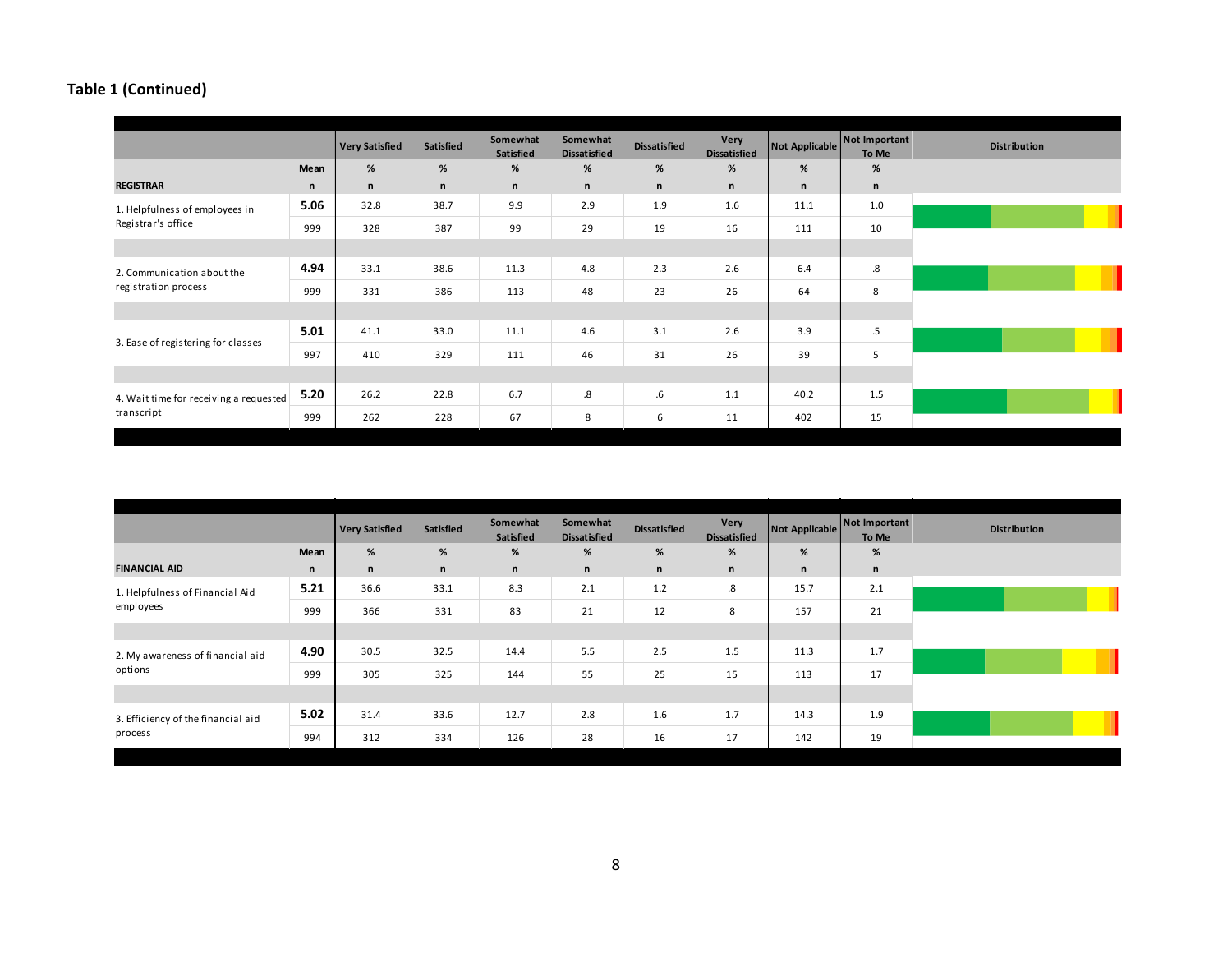## Table 1 (Continued)

| REGISTRAR | Mean / n | Very Satisfied % / n | Satisfied % / n | Somewhat Satisfied % / n | Somewhat Dissatisfied % / n | Dissatisfied % / n | Very Dissatisfied % / n | Not Applicable % / n | Not Important To Me % / n | Distribution |
|---|---|---|---|---|---|---|---|---|---|---|
| 1. Helpfulness of employees in Registrar's office | 5.06 | 32.8 | 38.7 | 9.9 | 2.9 | 1.9 | 1.6 | 11.1 | 1.0 | |
| | 999 | 328 | 387 | 99 | 29 | 19 | 16 | 111 | 10 | |
| 2. Communication about the registration process | 4.94 | 33.1 | 38.6 | 11.3 | 4.8 | 2.3 | 2.6 | 6.4 | .8 | |
| | 999 | 331 | 386 | 113 | 48 | 23 | 26 | 64 | 8 | |
| 3. Ease of registering for classes | 5.01 | 41.1 | 33.0 | 11.1 | 4.6 | 3.1 | 2.6 | 3.9 | .5 | |
| | 997 | 410 | 329 | 111 | 46 | 31 | 26 | 39 | 5 | |
| 4. Wait time for receiving a requested transcript | 5.20 | 26.2 | 22.8 | 6.7 | .8 | .6 | 1.1 | 40.2 | 1.5 | |
| | 999 | 262 | 228 | 67 | 8 | 6 | 11 | 402 | 15 | |

| FINANCIAL AID | Mean / n | Very Satisfied % / n | Satisfied % / n | Somewhat Satisfied % / n | Somewhat Dissatisfied % / n | Dissatisfied % / n | Very Dissatisfied % / n | Not Applicable % / n | Not Important To Me % / n | Distribution |
|---|---|---|---|---|---|---|---|---|---|---|
| 1. Helpfulness of Financial Aid employees | 5.21 | 36.6 | 33.1 | 8.3 | 2.1 | 1.2 | .8 | 15.7 | 2.1 | |
| | 999 | 366 | 331 | 83 | 21 | 12 | 8 | 157 | 21 | |
| 2. My awareness of financial aid options | 4.90 | 30.5 | 32.5 | 14.4 | 5.5 | 2.5 | 1.5 | 11.3 | 1.7 | |
| | 999 | 305 | 325 | 144 | 55 | 25 | 15 | 113 | 17 | |
| 3. Efficiency of the financial aid process | 5.02 | 31.4 | 33.6 | 12.7 | 2.8 | 1.6 | 1.7 | 14.3 | 1.9 | |
| | 994 | 312 | 334 | 126 | 28 | 16 | 17 | 142 | 19 | |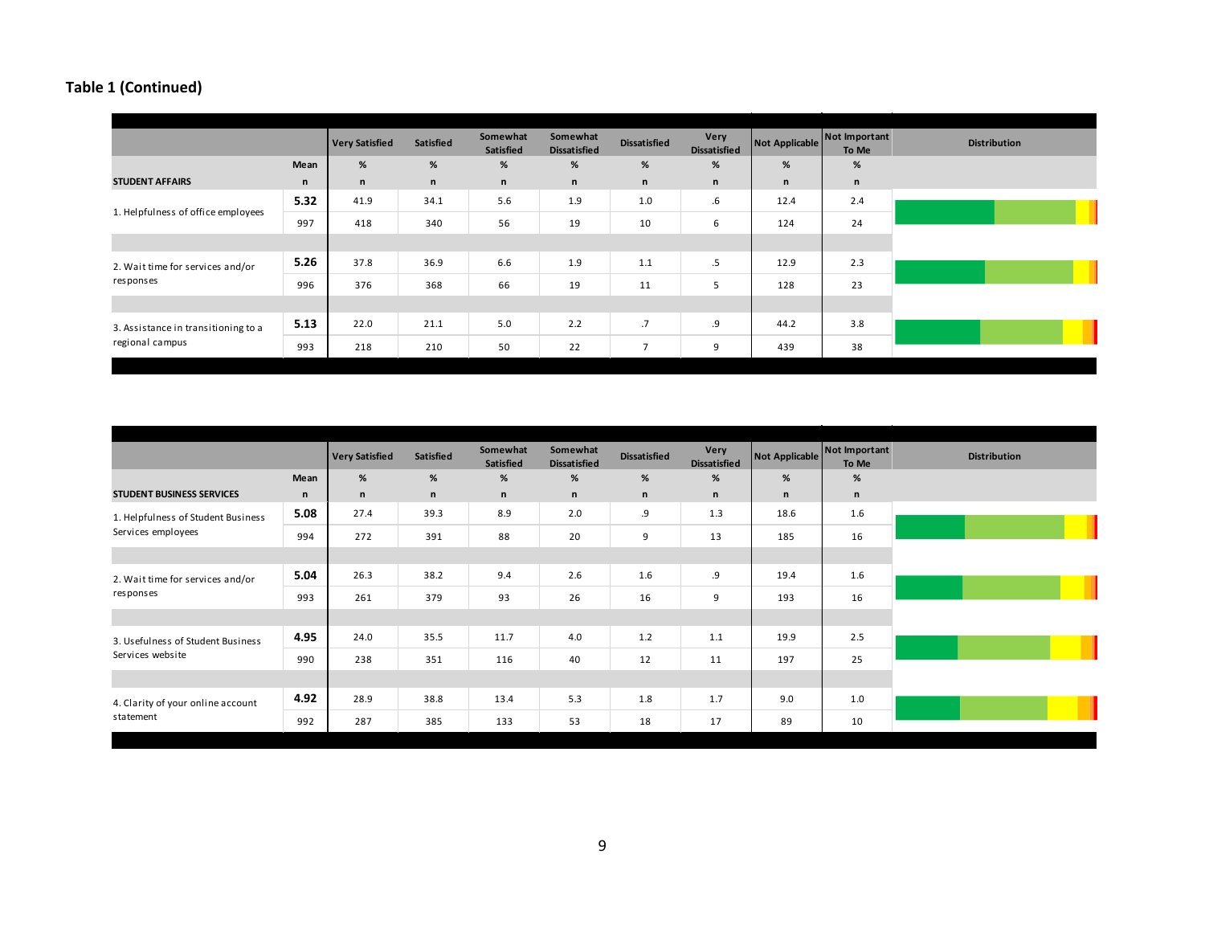**Table 1 (Continued)**

| STUDENT AFFAIRS | Mean / n | Very Satisfied | Satisfied | Somewhat Satisfied | Somewhat Dissatisfied | Dissatisfied | Very Dissatisfied | Not Applicable | Not Important To Me | Distribution |
|---|---|---|---|---|---|---|---|---|---|---|
| | Mean | % | % | % | % | % | % | % | % | |
| | n | n | n | n | n | n | n | n | n | |
| 1. Helpfulness of office employees | **5.32** | 41.9 | 34.1 | 5.6 | 1.9 | 1.0 | .6 | 12.4 | 2.4 | |
| | 997 | 418 | 340 | 56 | 19 | 10 | 6 | 124 | 24 | |
| 2. Wait time for services and/or responses | **5.26** | 37.8 | 36.9 | 6.6 | 1.9 | 1.1 | .5 | 12.9 | 2.3 | |
| | 996 | 376 | 368 | 66 | 19 | 11 | 5 | 128 | 23 | |
| 3. Assistance in transitioning to a regional campus | **5.13** | 22.0 | 21.1 | 5.0 | 2.2 | .7 | .9 | 44.2 | 3.8 | |
| | 993 | 218 | 210 | 50 | 22 | 7 | 9 | 439 | 38 | |

| STUDENT BUSINESS SERVICES | Mean / n | Very Satisfied | Satisfied | Somewhat Satisfied | Somewhat Dissatisfied | Dissatisfied | Very Dissatisfied | Not Applicable | Not Important To Me | Distribution |
|---|---|---|---|---|---|---|---|---|---|---|
| | Mean | % | % | % | % | % | % | % | % | |
| | n | n | n | n | n | n | n | n | n | |
| 1. Helpfulness of Student Business Services employees | **5.08** | 27.4 | 39.3 | 8.9 | 2.0 | .9 | 1.3 | 18.6 | 1.6 | |
| | 994 | 272 | 391 | 88 | 20 | 9 | 13 | 185 | 16 | |
| 2. Wait time for services and/or responses | **5.04** | 26.3 | 38.2 | 9.4 | 2.6 | 1.6 | .9 | 19.4 | 1.6 | |
| | 993 | 261 | 379 | 93 | 26 | 16 | 9 | 193 | 16 | |
| 3. Usefulness of Student Business Services website | **4.95** | 24.0 | 35.5 | 11.7 | 4.0 | 1.2 | 1.1 | 19.9 | 2.5 | |
| | 990 | 238 | 351 | 116 | 40 | 12 | 11 | 197 | 25 | |
| 4. Clarity of your online account statement | **4.92** | 28.9 | 38.8 | 13.4 | 5.3 | 1.8 | 1.7 | 9.0 | 1.0 | |
| | 992 | 287 | 385 | 133 | 53 | 18 | 17 | 89 | 10 | |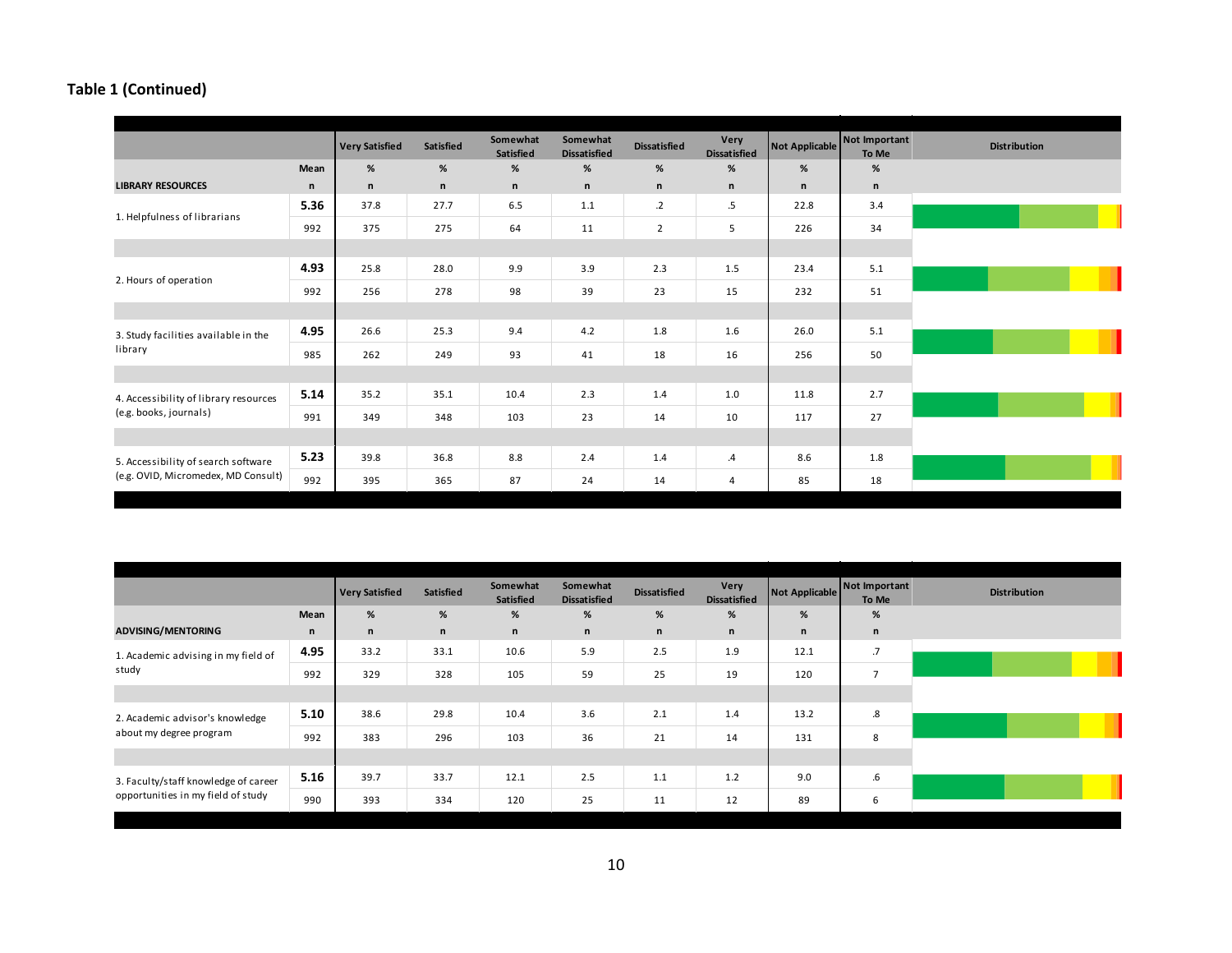**Table 1 (Continued)**

| LIBRARY RESOURCES | Mean / n | Very Satisfied % / n | Satisfied % / n | Somewhat Satisfied % / n | Somewhat Dissatisfied % / n | Dissatisfied % / n | Very Dissatisfied % / n | Not Applicable % / n | Not Important To Me % / n | Distribution |
|---|---|---|---|---|---|---|---|---|---|---|
| 1. Helpfulness of librarians | 5.36 | 37.8 | 27.7 | 6.5 | 1.1 | .2 | .5 | 22.8 | 3.4 | |
| | 992 | 375 | 275 | 64 | 11 | 2 | 5 | 226 | 34 | |
| 2. Hours of operation | 4.93 | 25.8 | 28.0 | 9.9 | 3.9 | 2.3 | 1.5 | 23.4 | 5.1 | |
| | 992 | 256 | 278 | 98 | 39 | 23 | 15 | 232 | 51 | |
| 3. Study facilities available in the library | 4.95 | 26.6 | 25.3 | 9.4 | 4.2 | 1.8 | 1.6 | 26.0 | 5.1 | |
| | 985 | 262 | 249 | 93 | 41 | 18 | 16 | 256 | 50 | |
| 4. Accessibility of library resources (e.g. books, journals) | 5.14 | 35.2 | 35.1 | 10.4 | 2.3 | 1.4 | 1.0 | 11.8 | 2.7 | |
| | 991 | 349 | 348 | 103 | 23 | 14 | 10 | 117 | 27 | |
| 5. Accessibility of search software (e.g. OVID, Micromedex, MD Consult) | 5.23 | 39.8 | 36.8 | 8.8 | 2.4 | 1.4 | .4 | 8.6 | 1.8 | |
| | 992 | 395 | 365 | 87 | 24 | 14 | 4 | 85 | 18 | |

| ADVISING/MENTORING | Mean / n | Very Satisfied % / n | Satisfied % / n | Somewhat Satisfied % / n | Somewhat Dissatisfied % / n | Dissatisfied % / n | Very Dissatisfied % / n | Not Applicable % / n | Not Important To Me % / n | Distribution |
|---|---|---|---|---|---|---|---|---|---|---|
| 1. Academic advising in my field of study | 4.95 | 33.2 | 33.1 | 10.6 | 5.9 | 2.5 | 1.9 | 12.1 | .7 | |
| | 992 | 329 | 328 | 105 | 59 | 25 | 19 | 120 | 7 | |
| 2. Academic advisor's knowledge about my degree program | 5.10 | 38.6 | 29.8 | 10.4 | 3.6 | 2.1 | 1.4 | 13.2 | .8 | |
| | 992 | 383 | 296 | 103 | 36 | 21 | 14 | 131 | 8 | |
| 3. Faculty/staff knowledge of career opportunities in my field of study | 5.16 | 39.7 | 33.7 | 12.1 | 2.5 | 1.1 | 1.2 | 9.0 | .6 | |
| | 990 | 393 | 334 | 120 | 25 | 11 | 12 | 89 | 6 | |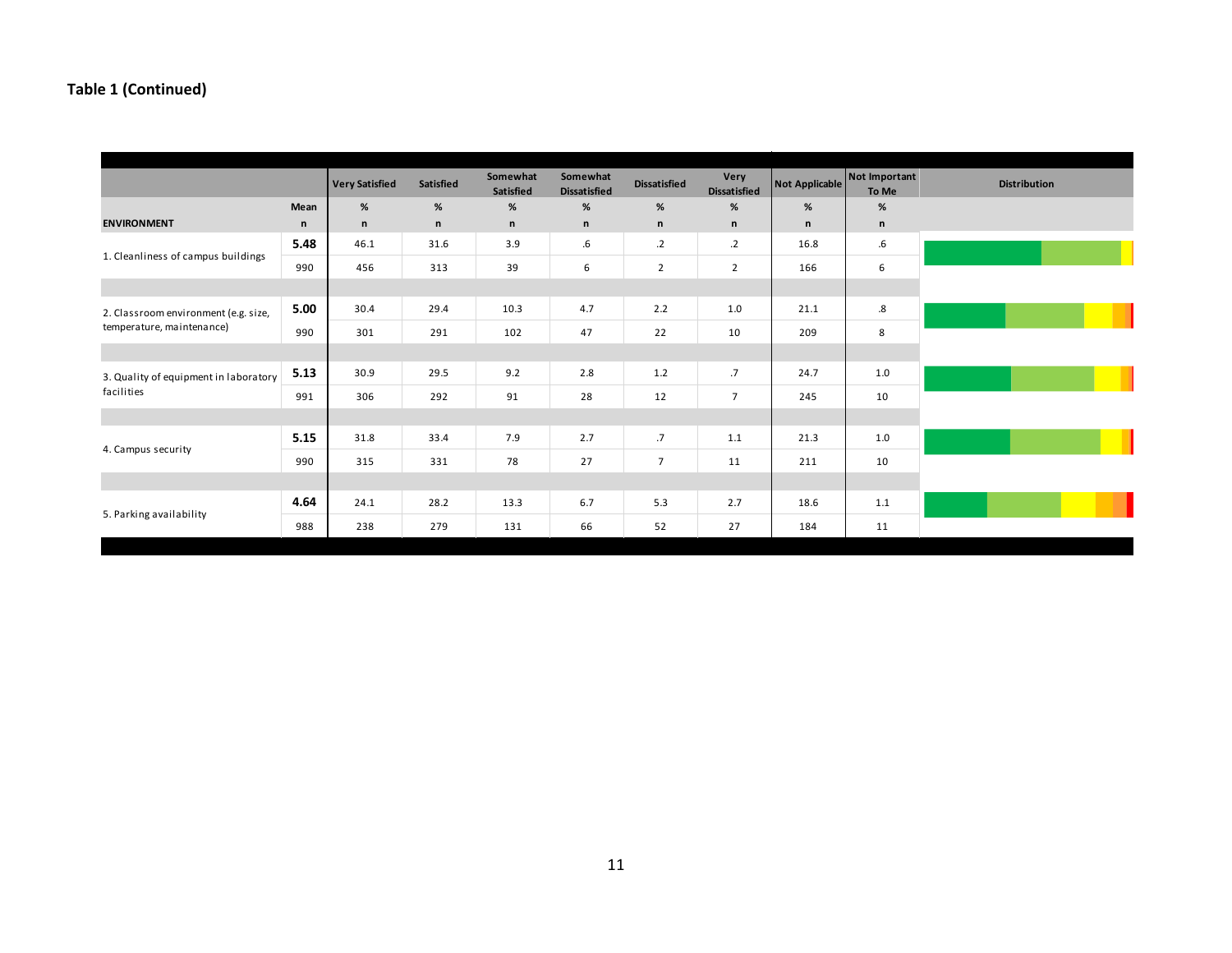**Table 1 (Continued)**

| ENVIRONMENT | Mean / n | Very Satisfied % / n | Satisfied % / n | Somewhat Satisfied % / n | Somewhat Dissatisfied % / n | Dissatisfied % / n | Very Dissatisfied % / n | Not Applicable % / n | Not Important To Me % / n | Distribution |
|---|---|---|---|---|---|---|---|---|---|---|
| 1. Cleanliness of campus buildings | **5.48** | 46.1 | 31.6 | 3.9 | .6 | .2 | .2 | 16.8 | .6 | |
| | 990 | 456 | 313 | 39 | 6 | 2 | 2 | 166 | 6 | |
| 2. Classroom environment (e.g. size, temperature, maintenance) | **5.00** | 30.4 | 29.4 | 10.3 | 4.7 | 2.2 | 1.0 | 21.1 | .8 | |
| | 990 | 301 | 291 | 102 | 47 | 22 | 10 | 209 | 8 | |
| 3. Quality of equipment in laboratory facilities | **5.13** | 30.9 | 29.5 | 9.2 | 2.8 | 1.2 | .7 | 24.7 | 1.0 | |
| | 991 | 306 | 292 | 91 | 28 | 12 | 7 | 245 | 10 | |
| 4. Campus security | **5.15** | 31.8 | 33.4 | 7.9 | 2.7 | .7 | 1.1 | 21.3 | 1.0 | |
| | 990 | 315 | 331 | 78 | 27 | 7 | 11 | 211 | 10 | |
| 5. Parking availability | **4.64** | 24.1 | 28.2 | 13.3 | 6.7 | 5.3 | 2.7 | 18.6 | 1.1 | |
| | 988 | 238 | 279 | 131 | 66 | 52 | 27 | 184 | 11 | |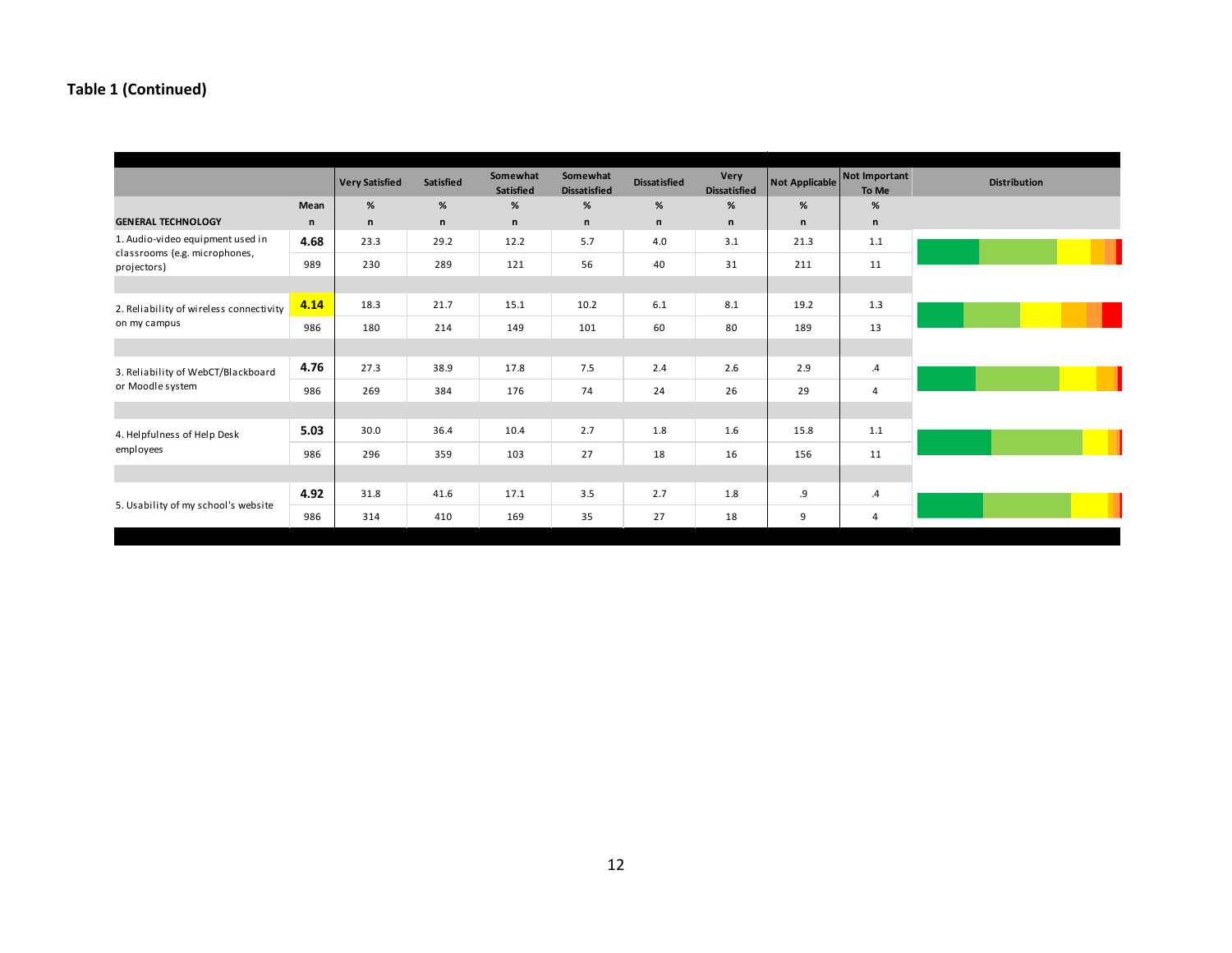**Table 1 (Continued)**

| GENERAL TECHNOLOGY | Mean / n | Very Satisfied % / n | Satisfied % / n | Somewhat Satisfied % / n | Somewhat Dissatisfied % / n | Dissatisfied % / n | Very Dissatisfied % / n | Not Applicable % / n | Not Important To Me % / n | Distribution |
|---|---|---|---|---|---|---|---|---|---|---|
| 1. Audio-video equipment used in classrooms (e.g. microphones, projectors) | **4.68** | 23.3 | 29.2 | 12.2 | 5.7 | 4.0 | 3.1 | 21.3 | 1.1 | |
| | 989 | 230 | 289 | 121 | 56 | 40 | 31 | 211 | 11 | |
| 2. Reliability of wireless connectivity on my campus | **4.14** | 18.3 | 21.7 | 15.1 | 10.2 | 6.1 | 8.1 | 19.2 | 1.3 | |
| | 986 | 180 | 214 | 149 | 101 | 60 | 80 | 189 | 13 | |
| 3. Reliability of WebCT/Blackboard or Moodle system | **4.76** | 27.3 | 38.9 | 17.8 | 7.5 | 2.4 | 2.6 | 2.9 | .4 | |
| | 986 | 269 | 384 | 176 | 74 | 24 | 26 | 29 | 4 | |
| 4. Helpfulness of Help Desk employees | **5.03** | 30.0 | 36.4 | 10.4 | 2.7 | 1.8 | 1.6 | 15.8 | 1.1 | |
| | 986 | 296 | 359 | 103 | 27 | 18 | 16 | 156 | 11 | |
| 5. Usability of my school's website | **4.92** | 31.8 | 41.6 | 17.1 | 3.5 | 2.7 | 1.8 | .9 | .4 | |
| | 986 | 314 | 410 | 169 | 35 | 27 | 18 | 9 | 4 | |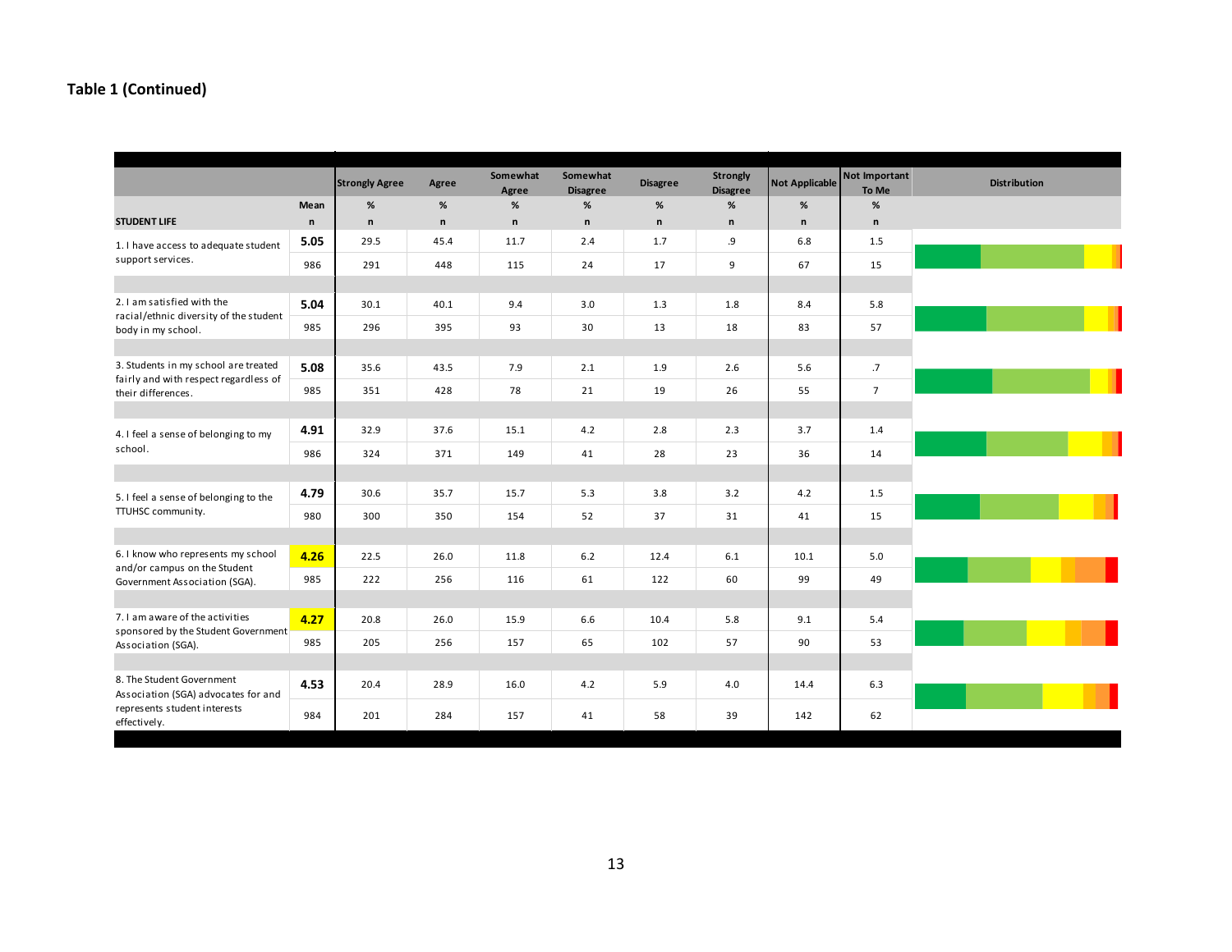**Table 1 (Continued)**

| STUDENT LIFE | Mean / n | Strongly Agree % / n | Agree % / n | Somewhat Agree % / n | Somewhat Disagree % / n | Disagree % / n | Strongly Disagree % / n | Not Applicable % / n | Not Important To Me % / n | Distribution |
|---|---|---|---|---|---|---|---|---|---|---|
| 1. I have access to adequate student support services. | 5.05 | 29.5 | 45.4 | 11.7 | 2.4 | 1.7 | .9 | 6.8 | 1.5 | |
| | 986 | 291 | 448 | 115 | 24 | 17 | 9 | 67 | 15 | |
| 2. I am satisfied with the racial/ethnic diversity of the student body in my school. | 5.04 | 30.1 | 40.1 | 9.4 | 3.0 | 1.3 | 1.8 | 8.4 | 5.8 | |
| | 985 | 296 | 395 | 93 | 30 | 13 | 18 | 83 | 57 | |
| 3. Students in my school are treated fairly and with respect regardless of their differences. | 5.08 | 35.6 | 43.5 | 7.9 | 2.1 | 1.9 | 2.6 | 5.6 | .7 | |
| | 985 | 351 | 428 | 78 | 21 | 19 | 26 | 55 | 7 | |
| 4. I feel a sense of belonging to my school. | 4.91 | 32.9 | 37.6 | 15.1 | 4.2 | 2.8 | 2.3 | 3.7 | 1.4 | |
| | 986 | 324 | 371 | 149 | 41 | 28 | 23 | 36 | 14 | |
| 5. I feel a sense of belonging to the TTUHSC community. | 4.79 | 30.6 | 35.7 | 15.7 | 5.3 | 3.8 | 3.2 | 4.2 | 1.5 | |
| | 980 | 300 | 350 | 154 | 52 | 37 | 31 | 41 | 15 | |
| 6. I know who represents my school and/or campus on the Student Government Association (SGA). | 4.26 | 22.5 | 26.0 | 11.8 | 6.2 | 12.4 | 6.1 | 10.1 | 5.0 | |
| | 985 | 222 | 256 | 116 | 61 | 122 | 60 | 99 | 49 | |
| 7. I am aware of the activities sponsored by the Student Government Association (SGA). | 4.27 | 20.8 | 26.0 | 15.9 | 6.6 | 10.4 | 5.8 | 9.1 | 5.4 | |
| | 985 | 205 | 256 | 157 | 65 | 102 | 57 | 90 | 53 | |
| 8. The Student Government Association (SGA) advocates for and represents student interests effectively. | 4.53 | 20.4 | 28.9 | 16.0 | 4.2 | 5.9 | 4.0 | 14.4 | 6.3 | |
| | 984 | 201 | 284 | 157 | 41 | 58 | 39 | 142 | 62 | |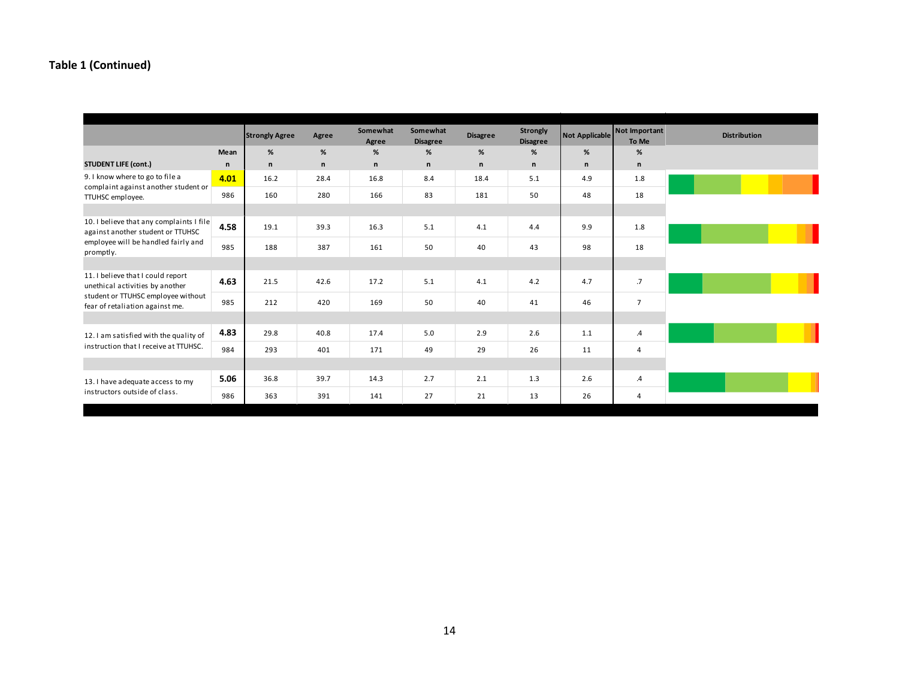**Table 1 (Continued)**

| STUDENT LIFE (cont.) | Mean / n | Strongly Agree % / n | Agree % / n | Somewhat Agree % / n | Somewhat Disagree % / n | Disagree % / n | Strongly Disagree % / n | Not Applicable % / n | Not Important To Me % / n | Distribution |
|---|---|---|---|---|---|---|---|---|---|---|
| 9. I know where to go to file a complaint against another student or TTUHSC employee. | 4.01 | 16.2 | 28.4 | 16.8 | 8.4 | 18.4 | 5.1 | 4.9 | 1.8 | |
| | 986 | 160 | 280 | 166 | 83 | 181 | 50 | 48 | 18 | |
| 10. I believe that any complaints I file against another student or TTUHSC employee will be handled fairly and promptly. | 4.58 | 19.1 | 39.3 | 16.3 | 5.1 | 4.1 | 4.4 | 9.9 | 1.8 | |
| | 985 | 188 | 387 | 161 | 50 | 40 | 43 | 98 | 18 | |
| 11. I believe that I could report unethical activities by another student or TTUHSC employee without fear of retaliation against me. | 4.63 | 21.5 | 42.6 | 17.2 | 5.1 | 4.1 | 4.2 | 4.7 | .7 | |
| | 985 | 212 | 420 | 169 | 50 | 40 | 41 | 46 | 7 | |
| 12. I am satisfied with the quality of instruction that I receive at TTUHSC. | 4.83 | 29.8 | 40.8 | 17.4 | 5.0 | 2.9 | 2.6 | 1.1 | .4 | |
| | 984 | 293 | 401 | 171 | 49 | 29 | 26 | 11 | 4 | |
| 13. I have adequate access to my instructors outside of class. | 5.06 | 36.8 | 39.7 | 14.3 | 2.7 | 2.1 | 1.3 | 2.6 | .4 | |
| | 986 | 363 | 391 | 141 | 27 | 21 | 13 | 26 | 4 | |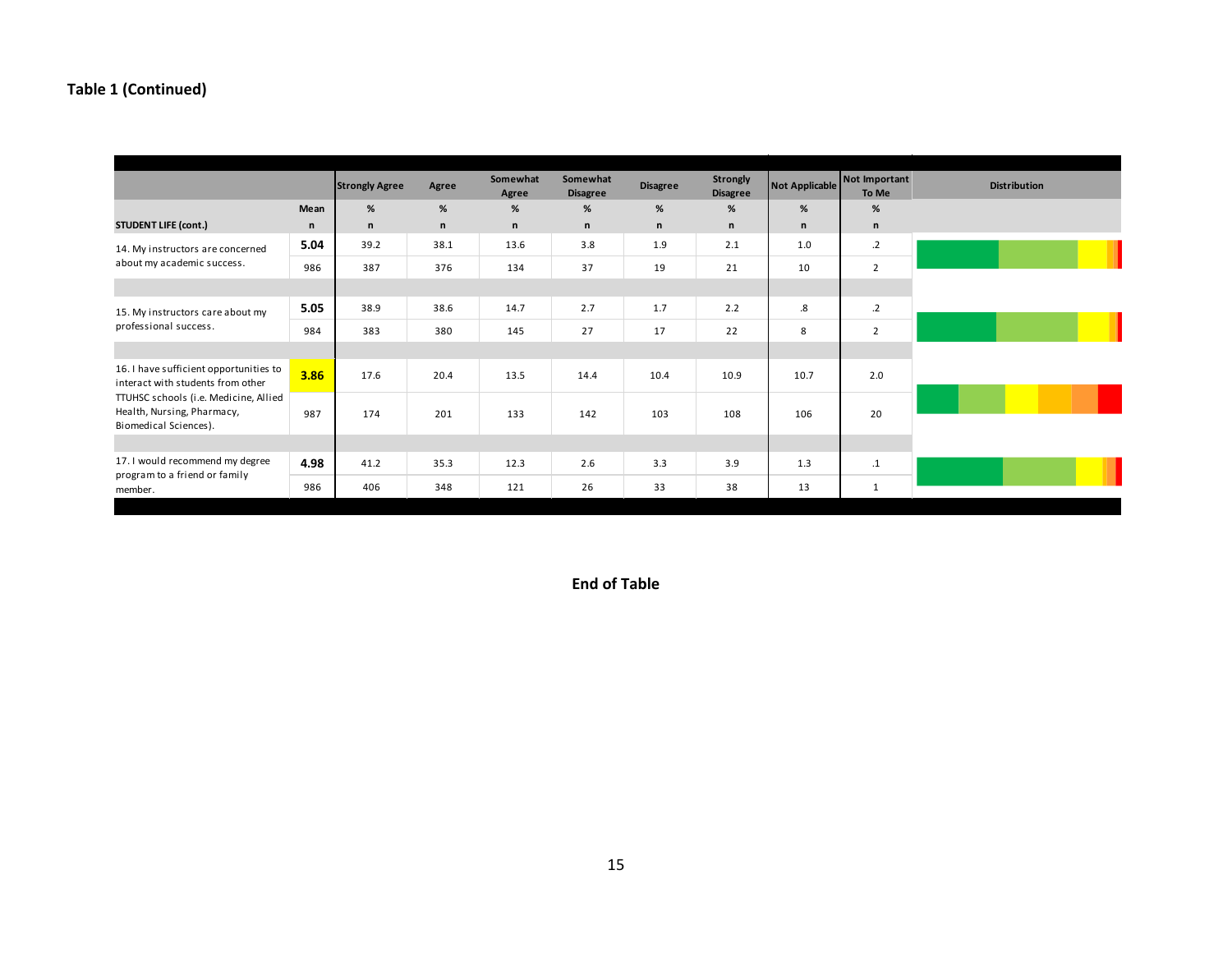**Table 1 (Continued)**

| STUDENT LIFE (cont.) | Mean / n | Strongly Agree % / n | Agree % / n | Somewhat Agree % / n | Somewhat Disagree % / n | Disagree % / n | Strongly Disagree % / n | Not Applicable % / n | Not Important To Me % / n | Distribution |
|---|---|---|---|---|---|---|---|---|---|---|
| 14. My instructors are concerned about my academic success. | **5.04** | 39.2 | 38.1 | 13.6 | 3.8 | 1.9 | 2.1 | 1.0 | .2 | |
| | 986 | 387 | 376 | 134 | 37 | 19 | 21 | 10 | 2 | |
| 15. My instructors care about my professional success. | **5.05** | 38.9 | 38.6 | 14.7 | 2.7 | 1.7 | 2.2 | .8 | .2 | |
| | 984 | 383 | 380 | 145 | 27 | 17 | 22 | 8 | 2 | |
| 16. I have sufficient opportunities to interact with students from other TTUHSC schools (i.e. Medicine, Allied Health, Nursing, Pharmacy, Biomedical Sciences). | **3.86** | 17.6 | 20.4 | 13.5 | 14.4 | 10.4 | 10.9 | 10.7 | 2.0 | |
| | 987 | 174 | 201 | 133 | 142 | 103 | 108 | 106 | 20 | |
| 17. I would recommend my degree program to a friend or family member. | **4.98** | 41.2 | 35.3 | 12.3 | 2.6 | 3.3 | 3.9 | 1.3 | .1 | |
| | 986 | 406 | 348 | 121 | 26 | 33 | 38 | 13 | 1 | |

**End of Table**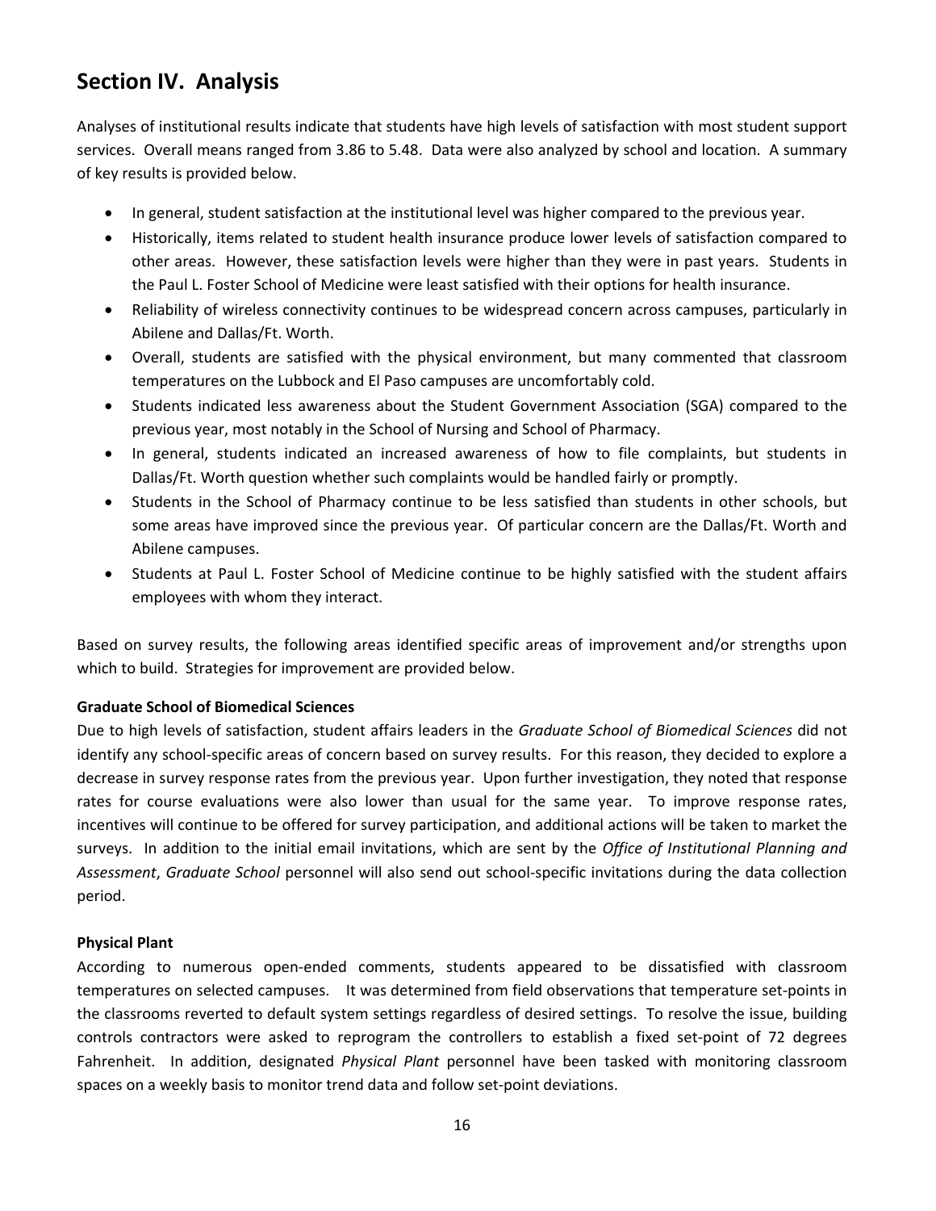## Section IV. Analysis

Analyses of institutional results indicate that students have high levels of satisfaction with most student support services. Overall means ranged from 3.86 to 5.48. Data were also analyzed by school and location. A summary of key results is provided below.

- In general, student satisfaction at the institutional level was higher compared to the previous year.
- Historically, items related to student health insurance produce lower levels of satisfaction compared to other areas. However, these satisfaction levels were higher than they were in past years. Students in the Paul L. Foster School of Medicine were least satisfied with their options for health insurance.
- Reliability of wireless connectivity continues to be widespread concern across campuses, particularly in Abilene and Dallas/Ft. Worth.
- Overall, students are satisfied with the physical environment, but many commented that classroom temperatures on the Lubbock and El Paso campuses are uncomfortably cold.
- Students indicated less awareness about the Student Government Association (SGA) compared to the previous year, most notably in the School of Nursing and School of Pharmacy.
- In general, students indicated an increased awareness of how to file complaints, but students in Dallas/Ft. Worth question whether such complaints would be handled fairly or promptly.
- Students in the School of Pharmacy continue to be less satisfied than students in other schools, but some areas have improved since the previous year. Of particular concern are the Dallas/Ft. Worth and Abilene campuses.
- Students at Paul L. Foster School of Medicine continue to be highly satisfied with the student affairs employees with whom they interact.

Based on survey results, the following areas identified specific areas of improvement and/or strengths upon which to build. Strategies for improvement are provided below.

**Graduate School of Biomedical Sciences**

Due to high levels of satisfaction, student affairs leaders in the *Graduate School of Biomedical Sciences* did not identify any school-specific areas of concern based on survey results. For this reason, they decided to explore a decrease in survey response rates from the previous year. Upon further investigation, they noted that response rates for course evaluations were also lower than usual for the same year. To improve response rates, incentives will continue to be offered for survey participation, and additional actions will be taken to market the surveys. In addition to the initial email invitations, which are sent by the *Office of Institutional Planning and Assessment*, *Graduate School* personnel will also send out school-specific invitations during the data collection period.

**Physical Plant**

According to numerous open-ended comments, students appeared to be dissatisfied with classroom temperatures on selected campuses. It was determined from field observations that temperature set-points in the classrooms reverted to default system settings regardless of desired settings. To resolve the issue, building controls contractors were asked to reprogram the controllers to establish a fixed set-point of 72 degrees Fahrenheit. In addition, designated *Physical Plant* personnel have been tasked with monitoring classroom spaces on a weekly basis to monitor trend data and follow set-point deviations.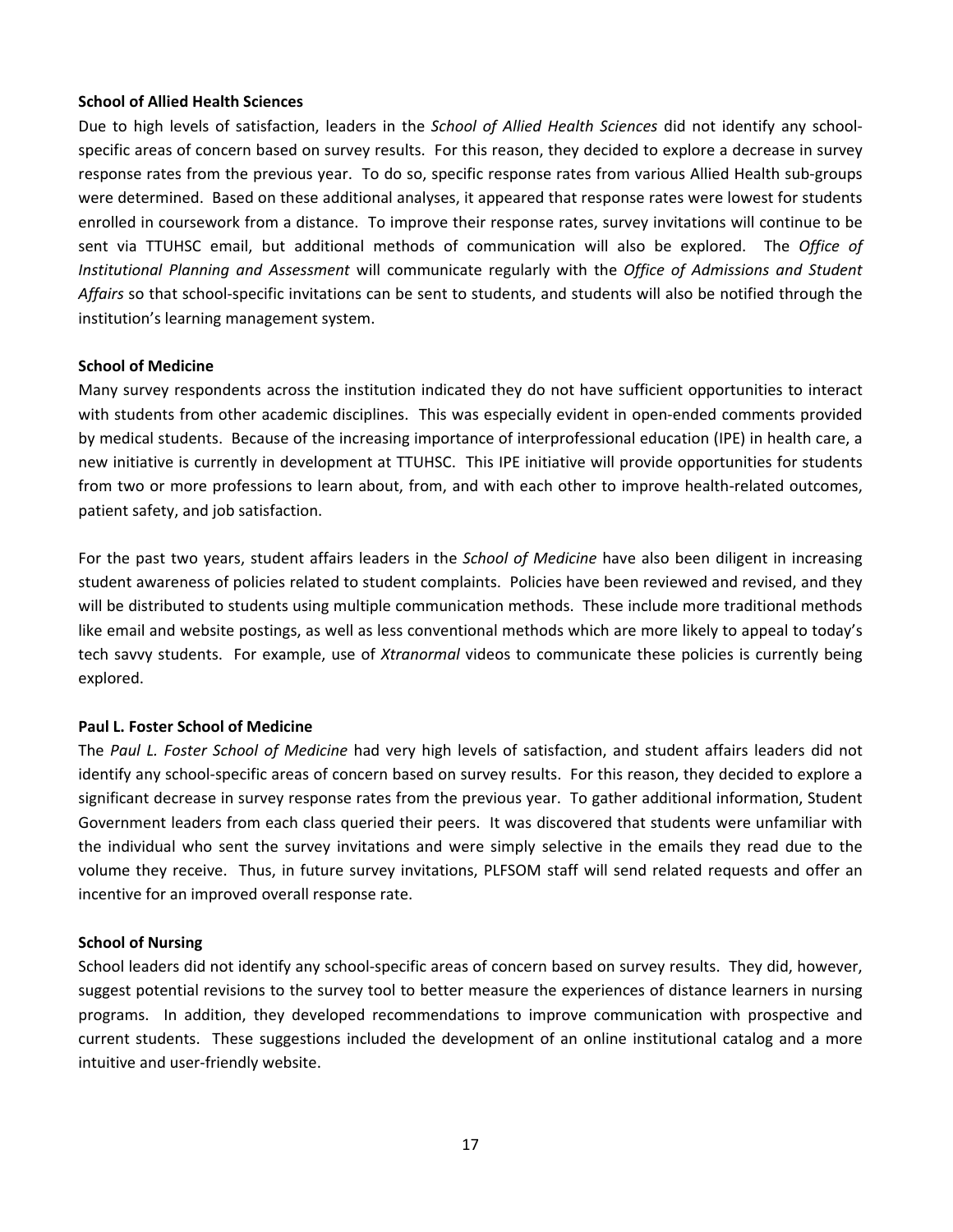**School of Allied Health Sciences**

Due to high levels of satisfaction, leaders in the *School of Allied Health Sciences* did not identify any school-specific areas of concern based on survey results. For this reason, they decided to explore a decrease in survey response rates from the previous year. To do so, specific response rates from various Allied Health sub-groups were determined. Based on these additional analyses, it appeared that response rates were lowest for students enrolled in coursework from a distance. To improve their response rates, survey invitations will continue to be sent via TTUHSC email, but additional methods of communication will also be explored. The *Office of Institutional Planning and Assessment* will communicate regularly with the *Office of Admissions and Student Affairs* so that school-specific invitations can be sent to students, and students will also be notified through the institution's learning management system.

**School of Medicine**

Many survey respondents across the institution indicated they do not have sufficient opportunities to interact with students from other academic disciplines. This was especially evident in open-ended comments provided by medical students. Because of the increasing importance of interprofessional education (IPE) in health care, a new initiative is currently in development at TTUHSC. This IPE initiative will provide opportunities for students from two or more professions to learn about, from, and with each other to improve health-related outcomes, patient safety, and job satisfaction.

For the past two years, student affairs leaders in the *School of Medicine* have also been diligent in increasing student awareness of policies related to student complaints. Policies have been reviewed and revised, and they will be distributed to students using multiple communication methods. These include more traditional methods like email and website postings, as well as less conventional methods which are more likely to appeal to today's tech savvy students. For example, use of *Xtranormal* videos to communicate these policies is currently being explored.

**Paul L. Foster School of Medicine**

The *Paul L. Foster School of Medicine* had very high levels of satisfaction, and student affairs leaders did not identify any school-specific areas of concern based on survey results. For this reason, they decided to explore a significant decrease in survey response rates from the previous year. To gather additional information, Student Government leaders from each class queried their peers. It was discovered that students were unfamiliar with the individual who sent the survey invitations and were simply selective in the emails they read due to the volume they receive. Thus, in future survey invitations, PLFSOM staff will send related requests and offer an incentive for an improved overall response rate.

**School of Nursing**

School leaders did not identify any school-specific areas of concern based on survey results. They did, however, suggest potential revisions to the survey tool to better measure the experiences of distance learners in nursing programs. In addition, they developed recommendations to improve communication with prospective and current students. These suggestions included the development of an online institutional catalog and a more intuitive and user-friendly website.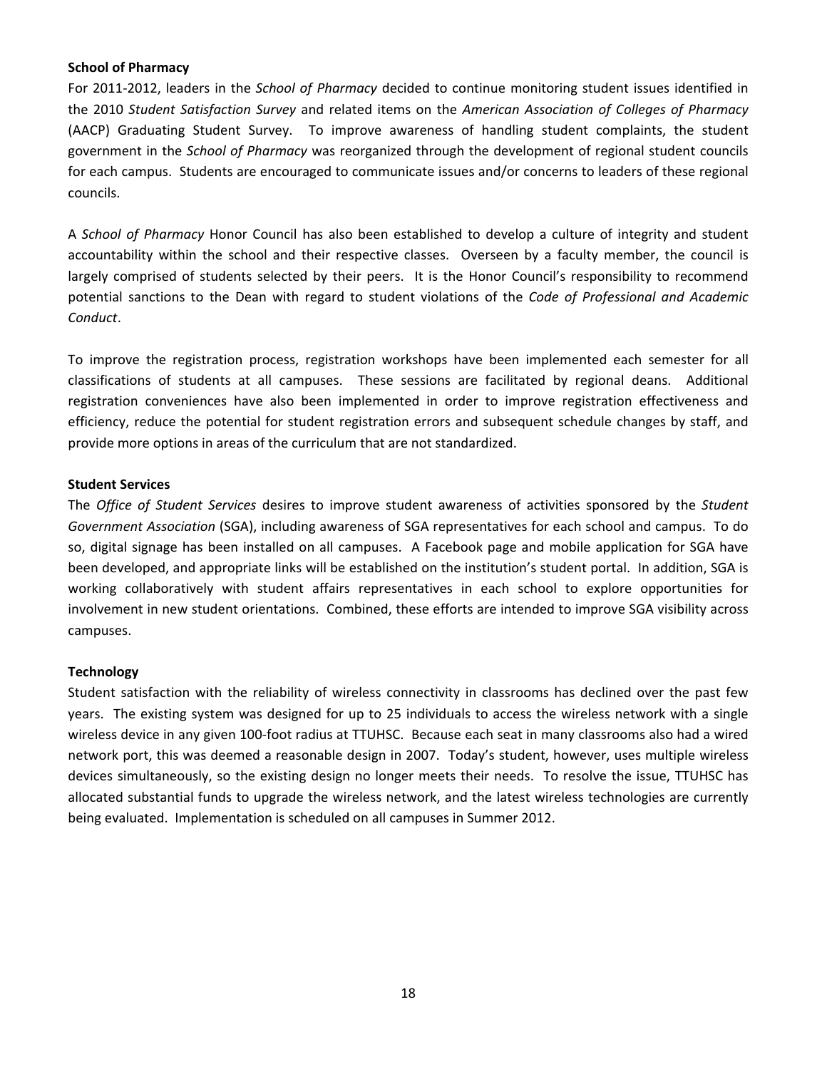**School of Pharmacy**

For 2011-2012, leaders in the *School of Pharmacy* decided to continue monitoring student issues identified in the 2010 *Student Satisfaction Survey* and related items on the *American Association of Colleges of Pharmacy* (AACP) Graduating Student Survey. To improve awareness of handling student complaints, the student government in the *School of Pharmacy* was reorganized through the development of regional student councils for each campus. Students are encouraged to communicate issues and/or concerns to leaders of these regional councils.

A *School of Pharmacy* Honor Council has also been established to develop a culture of integrity and student accountability within the school and their respective classes. Overseen by a faculty member, the council is largely comprised of students selected by their peers. It is the Honor Council's responsibility to recommend potential sanctions to the Dean with regard to student violations of the *Code of Professional and Academic Conduct*.

To improve the registration process, registration workshops have been implemented each semester for all classifications of students at all campuses. These sessions are facilitated by regional deans. Additional registration conveniences have also been implemented in order to improve registration effectiveness and efficiency, reduce the potential for student registration errors and subsequent schedule changes by staff, and provide more options in areas of the curriculum that are not standardized.

**Student Services**

The *Office of Student Services* desires to improve student awareness of activities sponsored by the *Student Government Association* (SGA), including awareness of SGA representatives for each school and campus. To do so, digital signage has been installed on all campuses. A Facebook page and mobile application for SGA have been developed, and appropriate links will be established on the institution's student portal. In addition, SGA is working collaboratively with student affairs representatives in each school to explore opportunities for involvement in new student orientations. Combined, these efforts are intended to improve SGA visibility across campuses.

**Technology**

Student satisfaction with the reliability of wireless connectivity in classrooms has declined over the past few years. The existing system was designed for up to 25 individuals to access the wireless network with a single wireless device in any given 100-foot radius at TTUHSC. Because each seat in many classrooms also had a wired network port, this was deemed a reasonable design in 2007. Today's student, however, uses multiple wireless devices simultaneously, so the existing design no longer meets their needs. To resolve the issue, TTUHSC has allocated substantial funds to upgrade the wireless network, and the latest wireless technologies are currently being evaluated. Implementation is scheduled on all campuses in Summer 2012.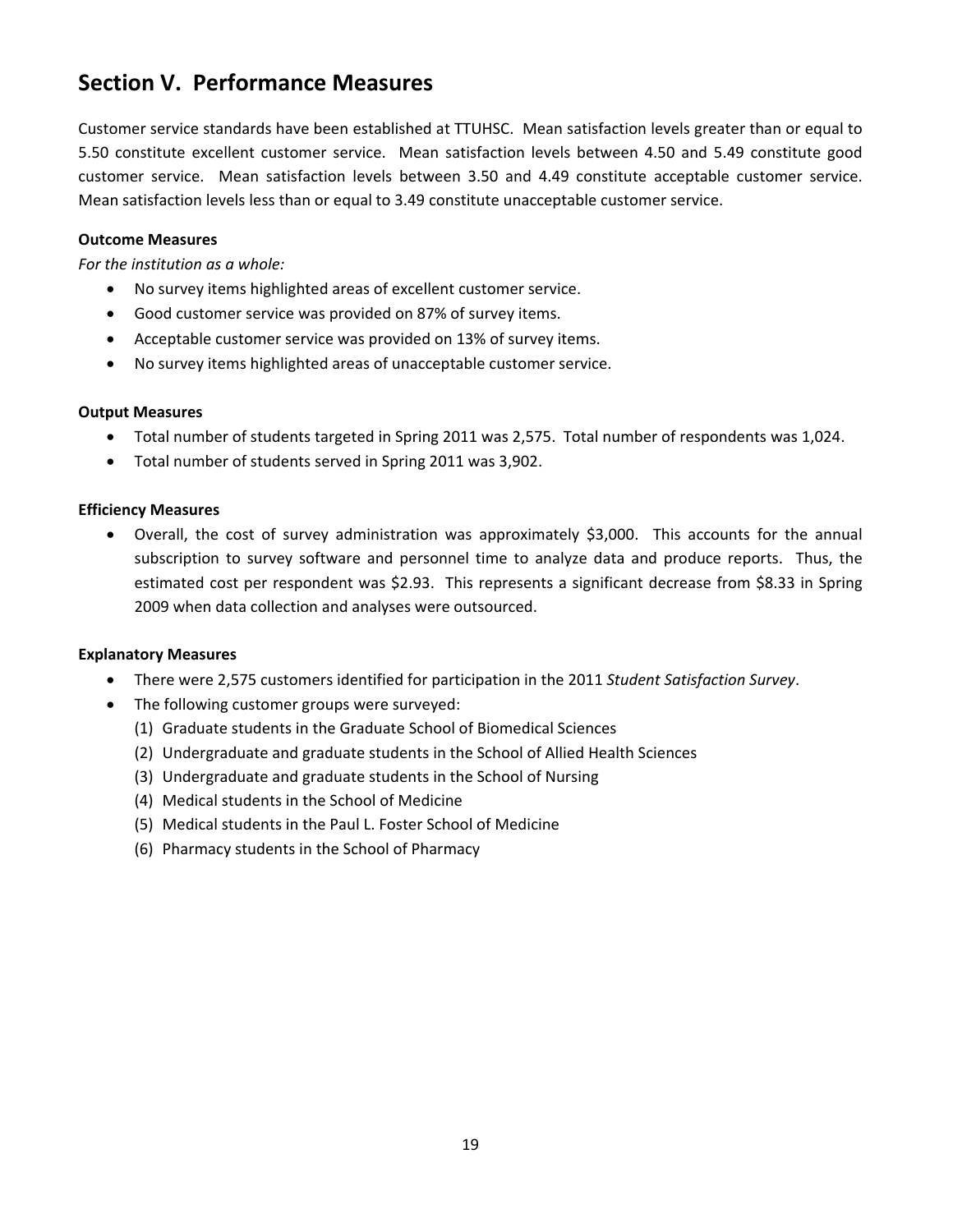## Section V. Performance Measures

Customer service standards have been established at TTUHSC. Mean satisfaction levels greater than or equal to 5.50 constitute excellent customer service. Mean satisfaction levels between 4.50 and 5.49 constitute good customer service. Mean satisfaction levels between 3.50 and 4.49 constitute acceptable customer service. Mean satisfaction levels less than or equal to 3.49 constitute unacceptable customer service.

**Outcome Measures**

*For the institution as a whole:*

- No survey items highlighted areas of excellent customer service.
- Good customer service was provided on 87% of survey items.
- Acceptable customer service was provided on 13% of survey items.
- No survey items highlighted areas of unacceptable customer service.

**Output Measures**

- Total number of students targeted in Spring 2011 was 2,575. Total number of respondents was 1,024.
- Total number of students served in Spring 2011 was 3,902.

**Efficiency Measures**

- Overall, the cost of survey administration was approximately $3,000. This accounts for the annual subscription to survey software and personnel time to analyze data and produce reports. Thus, the estimated cost per respondent was $2.93. This represents a significant decrease from $8.33 in Spring 2009 when data collection and analyses were outsourced.

**Explanatory Measures**

- There were 2,575 customers identified for participation in the 2011 *Student Satisfaction Survey*.
- The following customer groups were surveyed:
  (1) Graduate students in the Graduate School of Biomedical Sciences
  (2) Undergraduate and graduate students in the School of Allied Health Sciences
  (3) Undergraduate and graduate students in the School of Nursing
  (4) Medical students in the School of Medicine
  (5) Medical students in the Paul L. Foster School of Medicine
  (6) Pharmacy students in the School of Pharmacy